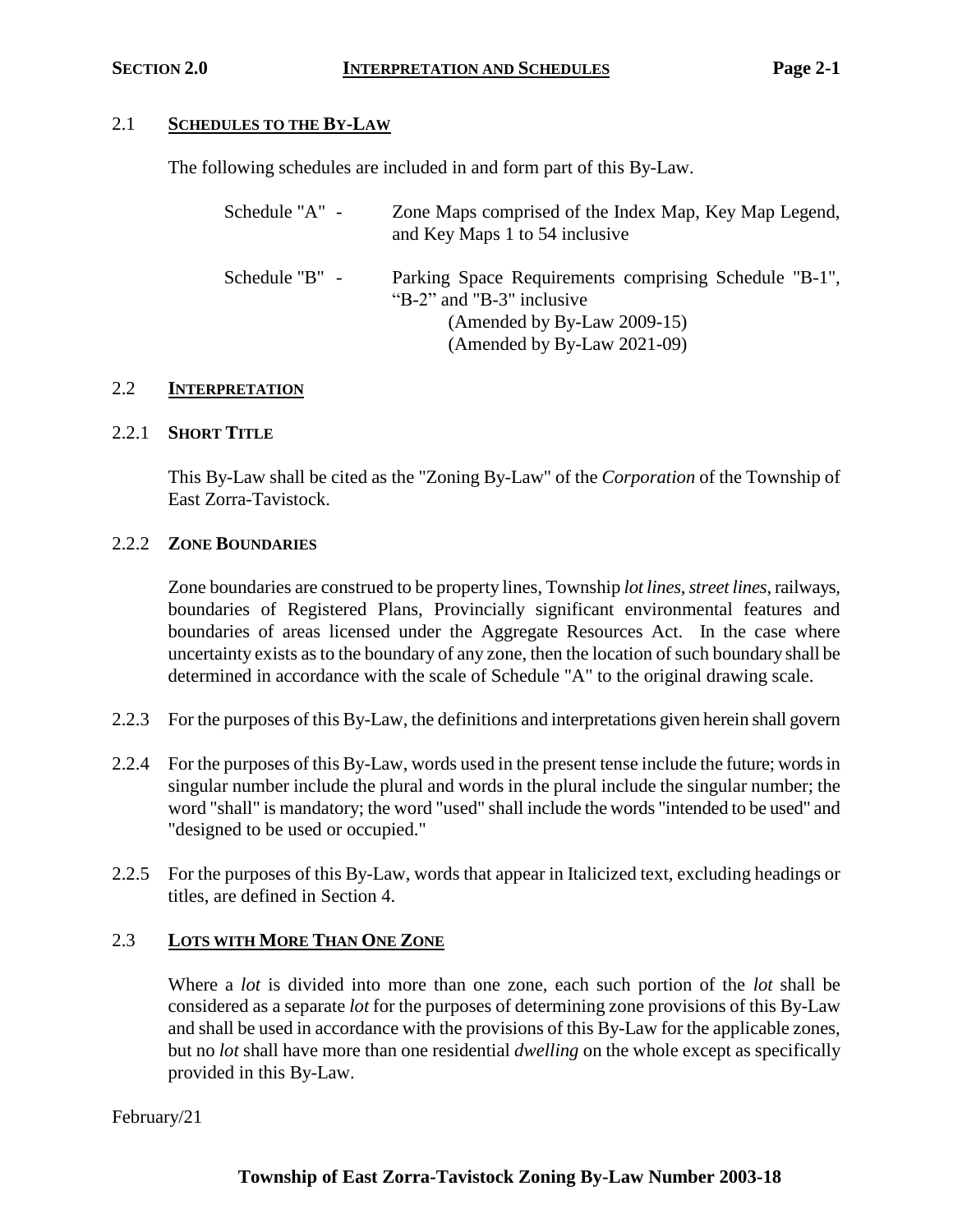## 2.1 SCHEDULES TO THE BY-LAW

The following schedules are included in and form part of this By-Law.

Schedule "A" - Zone Maps comprised of the Index Map, Key Map Legend, and Key Maps 1 to 54 inclusive

Schedule "B" - Parking Space Requirements comprising Schedule "B-1", "B-2" and "B-3" inclusive
(Amended by By-Law 2009-15)
(Amended by By-Law 2021-09)

## 2.2 INTERPRETATION

### 2.2.1 SHORT TITLE

This By-Law shall be cited as the "Zoning By-Law" of the *Corporation* of the Township of East Zorra-Tavistock.

### 2.2.2 ZONE BOUNDARIES

Zone boundaries are construed to be property lines, Township *lot lines*, *street lines*, railways, boundaries of Registered Plans, Provincially significant environmental features and boundaries of areas licensed under the Aggregate Resources Act. In the case where uncertainty exists as to the boundary of any zone, then the location of such boundary shall be determined in accordance with the scale of Schedule "A" to the original drawing scale.

2.2.3 For the purposes of this By-Law, the definitions and interpretations given herein shall govern

2.2.4 For the purposes of this By-Law, words used in the present tense include the future; words in singular number include the plural and words in the plural include the singular number; the word "shall" is mandatory; the word "used" shall include the words "intended to be used" and "designed to be used or occupied."

2.2.5 For the purposes of this By-Law, words that appear in Italicized text, excluding headings or titles, are defined in Section 4.

## 2.3 LOTS WITH MORE THAN ONE ZONE

Where a *lot* is divided into more than one zone, each such portion of the *lot* shall be considered as a separate *lot* for the purposes of determining zone provisions of this By-Law and shall be used in accordance with the provisions of this By-Law for the applicable zones, but no *lot* shall have more than one residential *dwelling* on the whole except as specifically provided in this By-Law.

February/21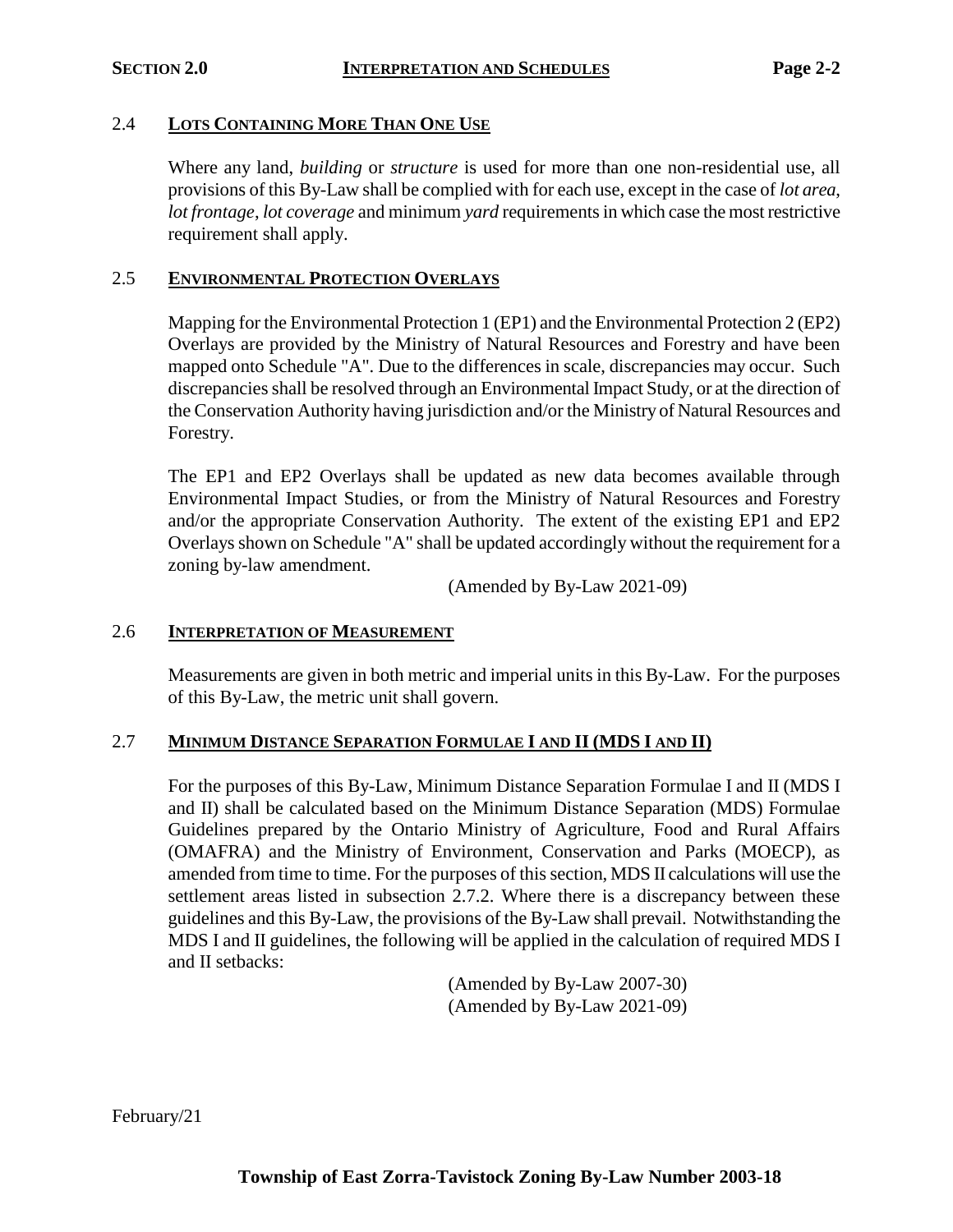## 2.4 **LOTS CONTAINING MORE THAN ONE USE**

Where any land, *building* or *structure* is used for more than one non-residential use, all provisions of this By-Law shall be complied with for each use, except in the case of *lot area*, *lot frontage*, *lot coverage* and minimum *yard* requirements in which case the most restrictive requirement shall apply.

## 2.5 **ENVIRONMENTAL PROTECTION OVERLAYS**

Mapping for the Environmental Protection 1 (EP1) and the Environmental Protection 2 (EP2) Overlays are provided by the Ministry of Natural Resources and Forestry and have been mapped onto Schedule "A". Due to the differences in scale, discrepancies may occur. Such discrepancies shall be resolved through an Environmental Impact Study, or at the direction of the Conservation Authority having jurisdiction and/or the Ministry of Natural Resources and Forestry.

The EP1 and EP2 Overlays shall be updated as new data becomes available through Environmental Impact Studies, or from the Ministry of Natural Resources and Forestry and/or the appropriate Conservation Authority. The extent of the existing EP1 and EP2 Overlays shown on Schedule "A" shall be updated accordingly without the requirement for a zoning by-law amendment.

(Amended by By-Law 2021-09)

## 2.6 **INTERPRETATION OF MEASUREMENT**

Measurements are given in both metric and imperial units in this By-Law. For the purposes of this By-Law, the metric unit shall govern.

## 2.7 **MINIMUM DISTANCE SEPARATION FORMULAE I AND II (MDS I AND II)**

For the purposes of this By-Law, Minimum Distance Separation Formulae I and II (MDS I and II) shall be calculated based on the Minimum Distance Separation (MDS) Formulae Guidelines prepared by the Ontario Ministry of Agriculture, Food and Rural Affairs (OMAFRA) and the Ministry of Environment, Conservation and Parks (MOECP), as amended from time to time. For the purposes of this section, MDS II calculations will use the settlement areas listed in subsection 2.7.2. Where there is a discrepancy between these guidelines and this By-Law, the provisions of the By-Law shall prevail. Notwithstanding the MDS I and II guidelines, the following will be applied in the calculation of required MDS I and II setbacks:

(Amended by By-Law 2007-30)
(Amended by By-Law 2021-09)

February/21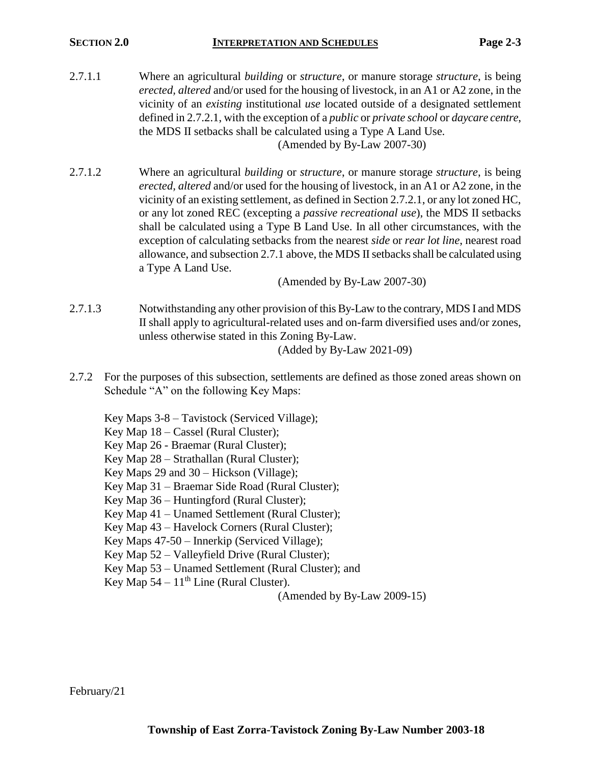2.7.1.1 Where an agricultural *building* or *structure*, or manure storage *structure*, is being *erected, altered* and/or used for the housing of livestock, in an A1 or A2 zone, in the vicinity of an *existing* institutional *use* located outside of a designated settlement defined in 2.7.2.1, with the exception of a *public* or *private school* or *daycare centre*, the MDS II setbacks shall be calculated using a Type A Land Use.

(Amended by By-Law 2007-30)

2.7.1.2 Where an agricultural *building* or *structure*, or manure storage *structure*, is being *erected, altered* and/or used for the housing of livestock, in an A1 or A2 zone, in the vicinity of an existing settlement, as defined in Section 2.7.2.1, or any lot zoned HC, or any lot zoned REC (excepting a *passive recreational use*), the MDS II setbacks shall be calculated using a Type B Land Use. In all other circumstances, with the exception of calculating setbacks from the nearest *side* or *rear lot line*, nearest road allowance, and subsection 2.7.1 above, the MDS II setbacks shall be calculated using a Type A Land Use.

(Amended by By-Law 2007-30)

2.7.1.3 Notwithstanding any other provision of this By-Law to the contrary, MDS I and MDS II shall apply to agricultural-related uses and on-farm diversified uses and/or zones, unless otherwise stated in this Zoning By-Law.

(Added by By-Law 2021-09)

2.7.2 For the purposes of this subsection, settlements are defined as those zoned areas shown on Schedule "A" on the following Key Maps:

Key Maps 3-8 – Tavistock (Serviced Village);
Key Map 18 – Cassel (Rural Cluster);
Key Map 26 - Braemar (Rural Cluster);
Key Map 28 – Strathallan (Rural Cluster);
Key Maps 29 and 30 – Hickson (Village);
Key Map 31 – Braemar Side Road (Rural Cluster);
Key Map 36 – Huntingford (Rural Cluster);
Key Map 41 – Unamed Settlement (Rural Cluster);
Key Map 43 – Havelock Corners (Rural Cluster);
Key Maps 47-50 – Innerkip (Serviced Village);
Key Map 52 – Valleyfield Drive (Rural Cluster);
Key Map 53 – Unamed Settlement (Rural Cluster); and
Key Map 54 – 11th Line (Rural Cluster).

(Amended by By-Law 2009-15)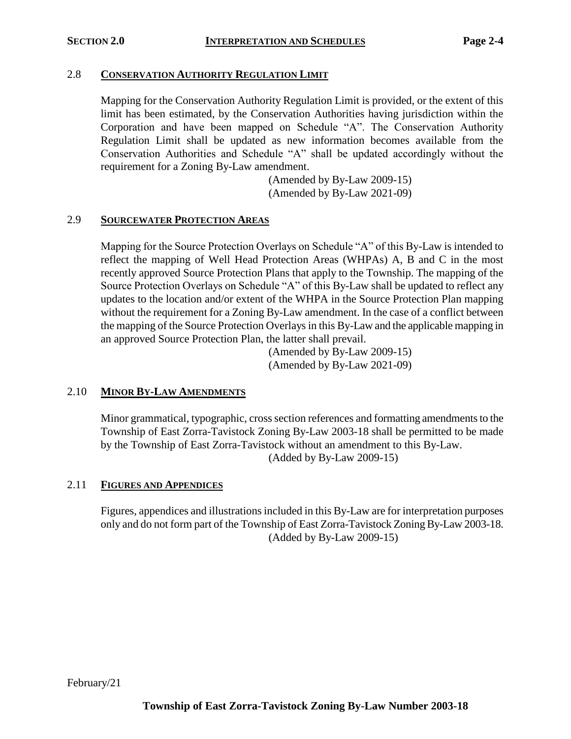## 2.8 CONSERVATION AUTHORITY REGULATION LIMIT

Mapping for the Conservation Authority Regulation Limit is provided, or the extent of this limit has been estimated, by the Conservation Authorities having jurisdiction within the Corporation and have been mapped on Schedule "A". The Conservation Authority Regulation Limit shall be updated as new information becomes available from the Conservation Authorities and Schedule "A" shall be updated accordingly without the requirement for a Zoning By-Law amendment.

(Amended by By-Law 2009-15)
(Amended by By-Law 2021-09)

## 2.9 SOURCEWATER PROTECTION AREAS

Mapping for the Source Protection Overlays on Schedule "A" of this By-Law is intended to reflect the mapping of Well Head Protection Areas (WHPAs) A, B and C in the most recently approved Source Protection Plans that apply to the Township. The mapping of the Source Protection Overlays on Schedule "A" of this By-Law shall be updated to reflect any updates to the location and/or extent of the WHPA in the Source Protection Plan mapping without the requirement for a Zoning By-Law amendment. In the case of a conflict between the mapping of the Source Protection Overlays in this By-Law and the applicable mapping in an approved Source Protection Plan, the latter shall prevail.

(Amended by By-Law 2009-15)
(Amended by By-Law 2021-09)

## 2.10 MINOR BY-LAW AMENDMENTS

Minor grammatical, typographic, cross section references and formatting amendments to the Township of East Zorra-Tavistock Zoning By-Law 2003-18 shall be permitted to be made by the Township of East Zorra-Tavistock without an amendment to this By-Law.

(Added by By-Law 2009-15)

## 2.11 FIGURES AND APPENDICES

Figures, appendices and illustrations included in this By-Law are for interpretation purposes only and do not form part of the Township of East Zorra-Tavistock Zoning By-Law 2003-18.

(Added by By-Law 2009-15)